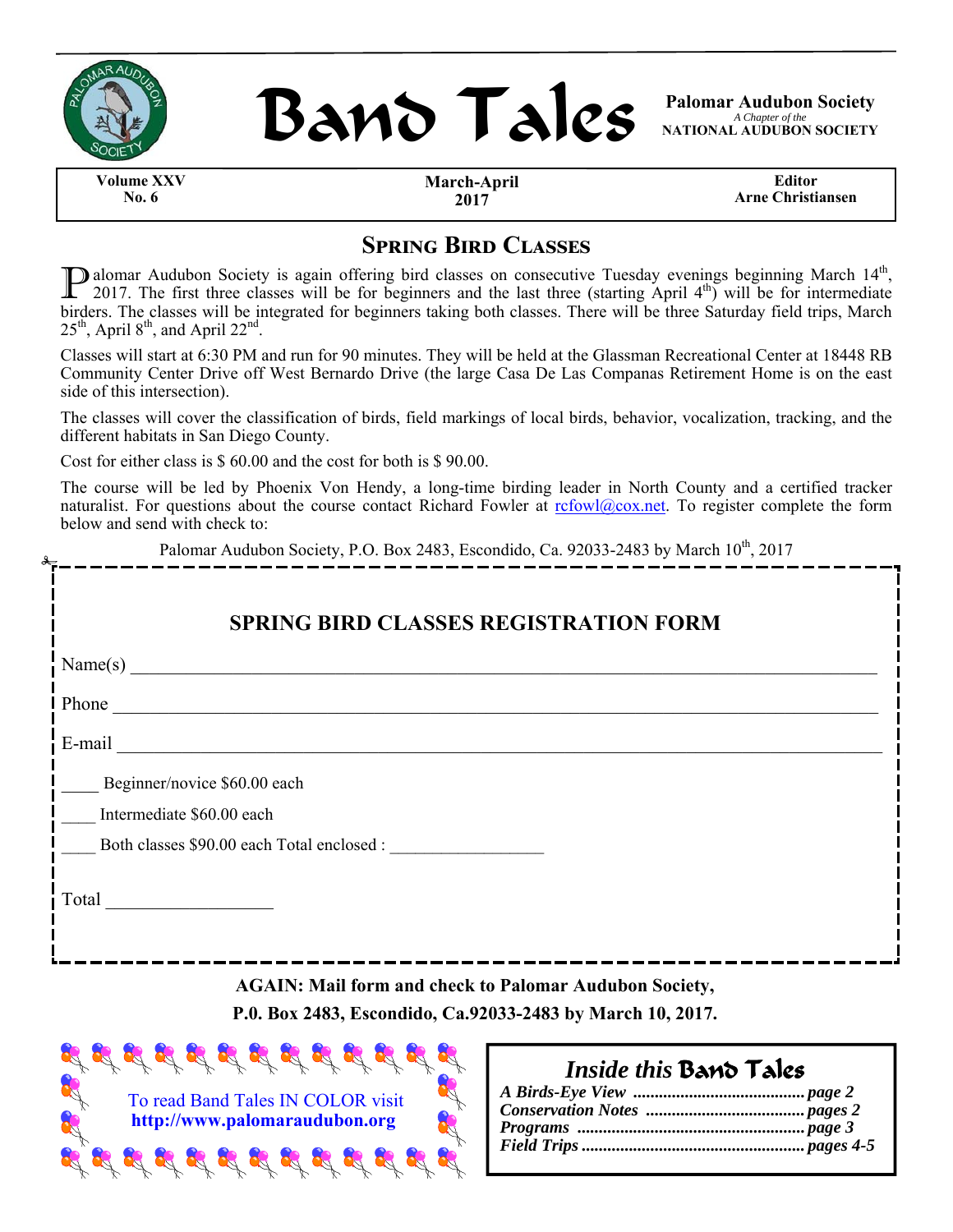# Band Tales

**Palomar Audubon Society**
*A Chapter of the*
**NATIONAL AUDUBON SOCIETY**

| Volume XXV No. 6 | March-April 2017 | Editor Arne Christiansen |
|---|---|---|

## Spring Bird Classes

Palomar Audubon Society is again offering bird classes on consecutive Tuesday evenings beginning March 14th, 2017. The first three classes will be for beginners and the last three (starting April 4th) will be for intermediate birders. The classes will be integrated for beginners taking both classes. There will be three Saturday field trips, March 25th, April 8th, and April 22nd.

Classes will start at 6:30 PM and run for 90 minutes. They will be held at the Glassman Recreational Center at 18448 RB Community Center Drive off West Bernardo Drive (the large Casa De Las Companas Retirement Home is on the east side of this intersection).

The classes will cover the classification of birds, field markings of local birds, behavior, vocalization, tracking, and the different habitats in San Diego County.

Cost for either class is $ 60.00 and the cost for both is $ 90.00.

The course will be led by Phoenix Von Hendy, a long-time birding leader in North County and a certified tracker naturalist. For questions about the course contact Richard Fowler at rcfowl@cox.net. To register complete the form below and send with check to:

Palomar Audubon Society, P.O. Box 2483, Escondido, Ca. 92033-2483 by March 10th, 2017

### SPRING BIRD CLASSES REGISTRATION FORM

Name(s) ______________________________

Phone ______________________________

E-mail ______________________________

____ Beginner/novice $60.00 each

____ Intermediate $60.00 each

____ Both classes $90.00 each Total enclosed : ________________

Total ________________

**AGAIN: Mail form and check to Palomar Audubon Society, P.0. Box 2483, Escondido, Ca.92033-2483 by March 10, 2017.**

To read Band Tales IN COLOR visit **http://www.palomaraudubon.org**

### *Inside this* Band Tales

- ***A Birds-Eye View*** ........ ***page 2***
- ***Conservation Notes*** ........ ***pages 2***
- ***Programs*** ........ ***page 3***
- ***Field Trips*** ........ ***pages 4-5***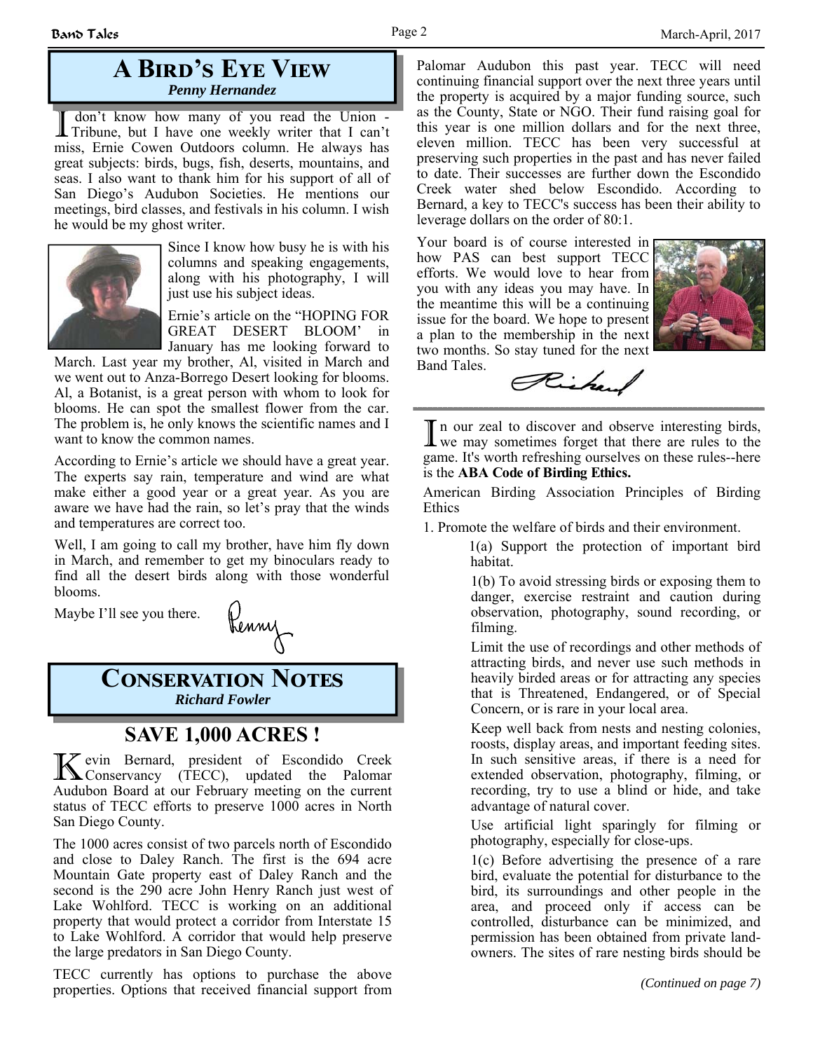## A Bird's Eye View

*Penny Hernandez*

I don't know how many of you read the Union - Tribune, but I have one weekly writer that I can't miss, Ernie Cowen Outdoors column. He always has great subjects: birds, bugs, fish, deserts, mountains, and seas. I also want to thank him for his support of all of San Diego's Audubon Societies. He mentions our meetings, bird classes, and festivals in his column. I wish he would be my ghost writer.

Since I know how busy he is with his columns and speaking engagements, along with his photography, I will just use his subject ideas.

Ernie's article on the "HOPING FOR GREAT DESERT BLOOM' in January has me looking forward to March. Last year my brother, Al, visited in March and we went out to Anza-Borrego Desert looking for blooms. Al, a Botanist, is a great person with whom to look for blooms. He can spot the smallest flower from the car. The problem is, he only knows the scientific names and I want to know the common names.

According to Ernie's article we should have a great year. The experts say rain, temperature and wind are what make either a good year or a great year. As you are aware we have had the rain, so let's pray that the winds and temperatures are correct too.

Well, I am going to call my brother, have him fly down in March, and remember to get my binoculars ready to find all the desert birds along with those wonderful blooms.

Maybe I'll see you there.

Penny

## Conservation Notes

*Richard Fowler*

### SAVE 1,000 ACRES !

Kevin Bernard, president of Escondido Creek Conservancy (TECC), updated the Palomar Audubon Board at our February meeting on the current status of TECC efforts to preserve 1000 acres in North San Diego County.

The 1000 acres consist of two parcels north of Escondido and close to Daley Ranch. The first is the 694 acre Mountain Gate property east of Daley Ranch and the second is the 290 acre John Henry Ranch just west of Lake Wohlford. TECC is working on an additional property that would protect a corridor from Interstate 15 to Lake Wohlford. A corridor that would help preserve the large predators in San Diego County.

TECC currently has options to purchase the above properties. Options that received financial support from Palomar Audubon this past year. TECC will need continuing financial support over the next three years until the property is acquired by a major funding source, such as the County, State or NGO. Their fund raising goal for this year is one million dollars and for the next three, eleven million. TECC has been very successful at preserving such properties in the past and has never failed to date. Their successes are further down the Escondido Creek water shed below Escondido. According to Bernard, a key to TECC's success has been their ability to leverage dollars on the order of 80:1.

Your board is of course interested in how PAS can best support TECC efforts. We would love to hear from you with any ideas you may have. In the meantime this will be a continuing issue for the board. We hope to present a plan to the membership in the next two months. So stay tuned for the next Band Tales.

Richard

---

In our zeal to discover and observe interesting birds, we may sometimes forget that there are rules to the game. It's worth refreshing ourselves on these rules--here is the **ABA Code of Birding Ethics.**

American Birding Association Principles of Birding Ethics

1. Promote the welfare of birds and their environment.

   1(a) Support the protection of important bird habitat.

   1(b) To avoid stressing birds or exposing them to danger, exercise restraint and caution during observation, photography, sound recording, or filming.

   Limit the use of recordings and other methods of attracting birds, and never use such methods in heavily birded areas or for attracting any species that is Threatened, Endangered, or of Special Concern, or is rare in your local area.

   Keep well back from nests and nesting colonies, roosts, display areas, and important feeding sites. In such sensitive areas, if there is a need for extended observation, photography, filming, or recording, try to use a blind or hide, and take advantage of natural cover.

   Use artificial light sparingly for filming or photography, especially for close-ups.

   1(c) Before advertising the presence of a rare bird, evaluate the potential for disturbance to the bird, its surroundings and other people in the area, and proceed only if access can be controlled, disturbance can be minimized, and permission has been obtained from private land-owners. The sites of rare nesting birds should be

*(Continued on page 7)*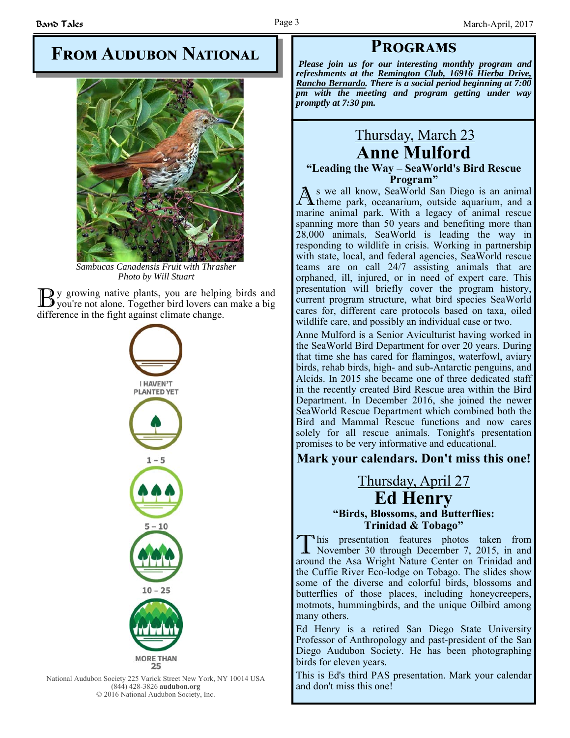# From Audubon National

*Sambucas Canadensis Fruit with Thrasher*
*Photo by Will Stuart*

By growing native plants, you are helping birds and you're not alone. Together bird lovers can make a big difference in the fight against climate change.

I HAVEN'T PLANTED YET

1 – 5

5 – 10

10 – 25

MORE THAN 25

National Audubon Society 225 Varick Street New York, NY 10014 USA
(844) 428-3826 **audubon.org**
© 2016 National Audubon Society, Inc.

# Programs

***Please join us for our interesting monthly program and refreshments at the Remington Club, 16916 Hierba Drive, Rancho Bernardo. There is a social period beginning at 7:00 pm with the meeting and program getting under way promptly at 7:30 pm.***

## Thursday, March 23

## Anne Mulford

### "Leading the Way – SeaWorld's Bird Rescue Program"

As we all know, SeaWorld San Diego is an animal theme park, oceanarium, outside aquarium, and a marine animal park. With a legacy of animal rescue spanning more than 50 years and benefiting more than 28,000 animals, SeaWorld is leading the way in responding to wildlife in crisis. Working in partnership with state, local, and federal agencies, SeaWorld rescue teams are on call 24/7 assisting animals that are orphaned, ill, injured, or in need of expert care. This presentation will briefly cover the program history, current program structure, what bird species SeaWorld cares for, different care protocols based on taxa, oiled wildlife care, and possibly an individual case or two.

Anne Mulford is a Senior Aviculturist having worked in the SeaWorld Bird Department for over 20 years. During that time she has cared for flamingos, waterfowl, aviary birds, rehab birds, high- and sub-Antarctic penguins, and Alcids. In 2015 she became one of three dedicated staff in the recently created Bird Rescue area within the Bird Department. In December 2016, she joined the newer SeaWorld Rescue Department which combined both the Bird and Mammal Rescue functions and now cares solely for all rescue animals. Tonight's presentation promises to be very informative and educational.

**Mark your calendars. Don't miss this one!**

## Thursday, April 27

## Ed Henry

### "Birds, Blossoms, and Butterflies: Trinidad & Tobago"

This presentation features photos taken from November 30 through December 7, 2015, in and around the Asa Wright Nature Center on Trinidad and the Cuffie River Eco-lodge on Tobago. The slides show some of the diverse and colorful birds, blossoms and butterflies of those places, including honeycreepers, motmots, hummingbirds, and the unique Oilbird among many others.

Ed Henry is a retired San Diego State University Professor of Anthropology and past-president of the San Diego Audubon Society. He has been photographing birds for eleven years.

This is Ed's third PAS presentation. Mark your calendar and don't miss this one!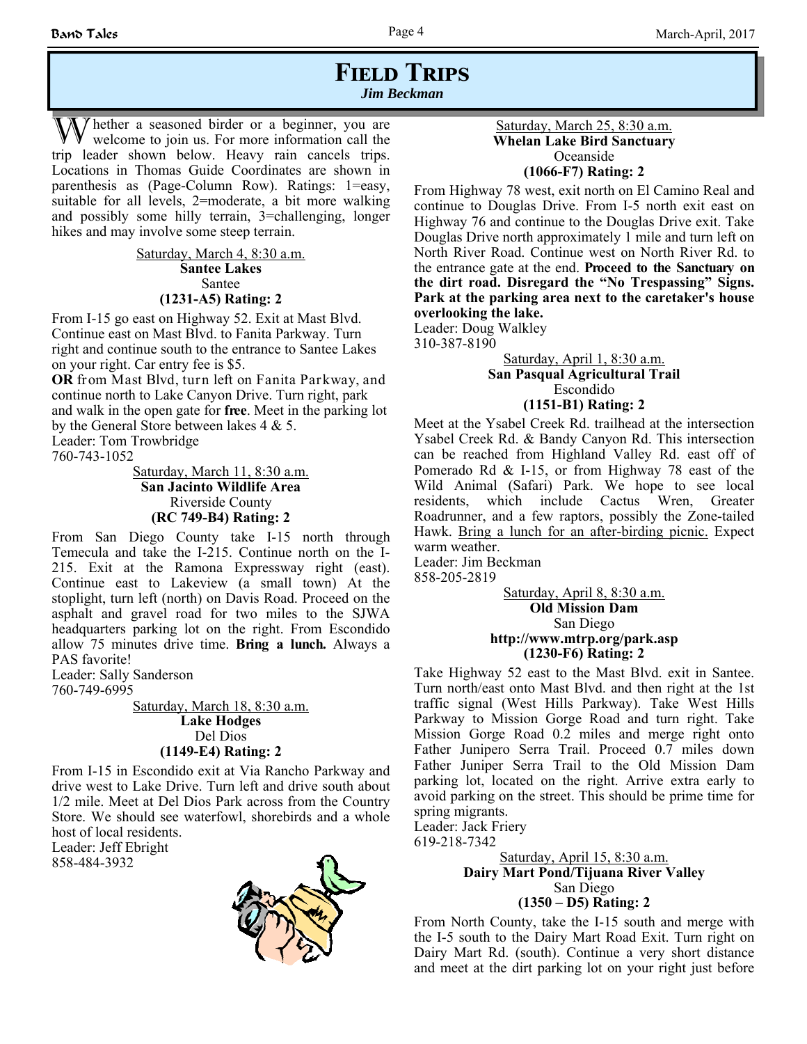# Field Trips

*Jim Beckman*

Whether a seasoned birder or a beginner, you are welcome to join us. For more information call the trip leader shown below. Heavy rain cancels trips. Locations in Thomas Guide Coordinates are shown in parenthesis as (Page-Column Row). Ratings: 1=easy, suitable for all levels, 2=moderate, a bit more walking and possibly some hilly terrain, 3=challenging, longer hikes and may involve some steep terrain.

Saturday, March 4, 8:30 a.m.
**Santee Lakes**
Santee
**(1231-A5) Rating: 2**

From I-15 go east on Highway 52. Exit at Mast Blvd. Continue east on Mast Blvd. to Fanita Parkway. Turn right and continue south to the entrance to Santee Lakes on your right. Car entry fee is $5.

**OR** from Mast Blvd, turn left on Fanita Parkway, and continue north to Lake Canyon Drive. Turn right, park and walk in the open gate for **free**. Meet in the parking lot by the General Store between lakes 4 & 5.

Leader: Tom Trowbridge
760-743-1052

Saturday, March 11, 8:30 a.m.
**San Jacinto Wildlife Area**
Riverside County
**(RC 749-B4) Rating: 2**

From San Diego County take I-15 north through Temecula and take the I-215. Continue north on the I-215. Exit at the Ramona Expressway right (east). Continue east to Lakeview (a small town) At the stoplight, turn left (north) on Davis Road. Proceed on the asphalt and gravel road for two miles to the SJWA headquarters parking lot on the right. From Escondido allow 75 minutes drive time. **Bring a lunch.** Always a PAS favorite!

Leader: Sally Sanderson
760-749-6995

Saturday, March 18, 8:30 a.m.
**Lake Hodges**
Del Dios
**(1149-E4) Rating: 2**

From I-15 in Escondido exit at Via Rancho Parkway and drive west to Lake Drive. Turn left and drive south about 1/2 mile. Meet at Del Dios Park across from the Country Store. We should see waterfowl, shorebirds and a whole host of local residents.

Leader: Jeff Ebright
858-484-3932

Saturday, March 25, 8:30 a.m.
**Whelan Lake Bird Sanctuary**
Oceanside
**(1066-F7) Rating: 2**

From Highway 78 west, exit north on El Camino Real and continue to Douglas Drive. From I-5 north exit east on Highway 76 and continue to the Douglas Drive exit. Take Douglas Drive north approximately 1 mile and turn left on North River Road. Continue west on North River Rd. to the entrance gate at the end. **Proceed to the Sanctuary on the dirt road. Disregard the "No Trespassing" Signs. Park at the parking area next to the caretaker's house overlooking the lake.**

Leader: Doug Walkley
310-387-8190

Saturday, April 1, 8:30 a.m.
**San Pasqual Agricultural Trail**
Escondido
**(1151-B1) Rating: 2**

Meet at the Ysabel Creek Rd. trailhead at the intersection Ysabel Creek Rd. & Bandy Canyon Rd. This intersection can be reached from Highland Valley Rd. east off of Pomerado Rd & I-15, or from Highway 78 east of the Wild Animal (Safari) Park. We hope to see local residents, which include Cactus Wren, Greater Roadrunner, and a few raptors, possibly the Zone-tailed Hawk. Bring a lunch for an after-birding picnic. Expect warm weather.

Leader: Jim Beckman
858-205-2819

Saturday, April 8, 8:30 a.m.
**Old Mission Dam**
San Diego
**http://www.mtrp.org/park.asp**
**(1230-F6) Rating: 2**

Take Highway 52 east to the Mast Blvd. exit in Santee. Turn north/east onto Mast Blvd. and then right at the 1st traffic signal (West Hills Parkway). Take West Hills Parkway to Mission Gorge Road and turn right. Take Mission Gorge Road 0.2 miles and merge right onto Father Junipero Serra Trail. Proceed 0.7 miles down Father Juniper Serra Trail to the Old Mission Dam parking lot, located on the right. Arrive extra early to avoid parking on the street. This should be prime time for spring migrants.

Leader: Jack Friery
619-218-7342

Saturday, April 15, 8:30 a.m.
**Dairy Mart Pond/Tijuana River Valley**
San Diego
**(1350 – D5) Rating: 2**

From North County, take the I-15 south and merge with the I-5 south to the Dairy Mart Road Exit. Turn right on Dairy Mart Rd. (south). Continue a very short distance and meet at the dirt parking lot on your right just before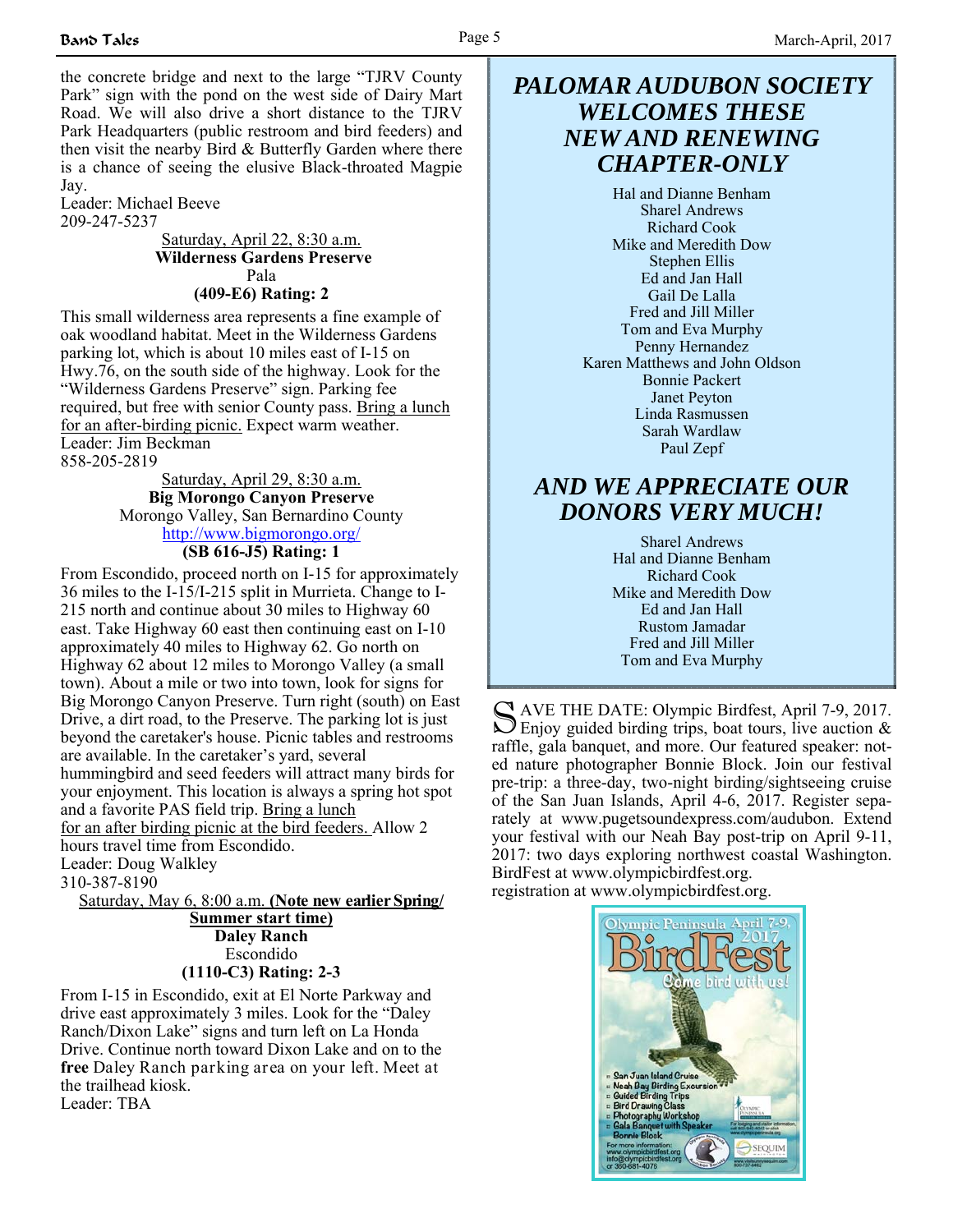the concrete bridge and next to the large "TJRV County Park" sign with the pond on the west side of Dairy Mart Road. We will also drive a short distance to the TJRV Park Headquarters (public restroom and bird feeders) and then visit the nearby Bird & Butterfly Garden where there is a chance of seeing the elusive Black-throated Magpie Jay.
Leader: Michael Beeve
209-247-5237

Saturday, April 22, 8:30 a.m.
**Wilderness Gardens Preserve**
Pala
**(409-E6) Rating: 2**

This small wilderness area represents a fine example of oak woodland habitat. Meet in the Wilderness Gardens parking lot, which is about 10 miles east of I-15 on Hwy.76, on the south side of the highway. Look for the "Wilderness Gardens Preserve" sign. Parking fee required, but free with senior County pass. Bring a lunch for an after-birding picnic. Expect warm weather.
Leader: Jim Beckman
858-205-2819

Saturday, April 29, 8:30 a.m.
**Big Morongo Canyon Preserve**
Morongo Valley, San Bernardino County
http://www.bigmorongo.org/
**(SB 616-J5) Rating: 1**

From Escondido, proceed north on I-15 for approximately 36 miles to the I-15/I-215 split in Murrieta. Change to I-215 north and continue about 30 miles to Highway 60 east. Take Highway 60 east then continuing east on I-10 approximately 40 miles to Highway 62. Go north on Highway 62 about 12 miles to Morongo Valley (a small town). About a mile or two into town, look for signs for Big Morongo Canyon Preserve. Turn right (south) on East Drive, a dirt road, to the Preserve. The parking lot is just beyond the caretaker's house. Picnic tables and restrooms are available. In the caretaker's yard, several hummingbird and seed feeders will attract many birds for your enjoyment. This location is always a spring hot spot and a favorite PAS field trip. Bring a lunch for an after birding picnic at the bird feeders. Allow 2 hours travel time from Escondido.
Leader: Doug Walkley
310-387-8190

Saturday, May 6, 8:00 a.m. **(Note new earlier Spring/ Summer start time)**
**Daley Ranch**
Escondido
**(1110-C3) Rating: 2-3**

From I-15 in Escondido, exit at El Norte Parkway and drive east approximately 3 miles. Look for the "Daley Ranch/Dixon Lake" signs and turn left on La Honda Drive. Continue north toward Dixon Lake and on to the **free** Daley Ranch parking area on your left. Meet at the trailhead kiosk.
Leader: TBA

## *PALOMAR AUDUBON SOCIETY WELCOMES THESE NEW AND RENEWING CHAPTER-ONLY*

Hal and Dianne Benham
Sharel Andrews
Richard Cook
Mike and Meredith Dow
Stephen Ellis
Ed and Jan Hall
Gail De Lalla
Fred and Jill Miller
Tom and Eva Murphy
Penny Hernandez
Karen Matthews and John Oldson
Bonnie Packert
Janet Peyton
Linda Rasmussen
Sarah Wardlaw
Paul Zepf

## *AND WE APPRECIATE OUR DONORS VERY MUCH!*

Sharel Andrews
Hal and Dianne Benham
Richard Cook
Mike and Meredith Dow
Ed and Jan Hall
Rustom Jamadar
Fred and Jill Miller
Tom and Eva Murphy

SAVE THE DATE: Olympic Birdfest, April 7-9, 2017. Enjoy guided birding trips, boat tours, live auction & raffle, gala banquet, and more. Our featured speaker: noted nature photographer Bonnie Block. Join our festival pre-trip: a three-day, two-night birding/sightseeing cruise of the San Juan Islands, April 4-6, 2017. Register separately at www.pugetsoundexpress.com/audubon. Extend your festival with our Neah Bay post-trip on April 9-11, 2017: two days exploring northwest coastal Washington. BirdFest at www.olympicbirdfest.org.
registration at www.olympicbirdfest.org.

Olympic Peninsula April 7-9, 2017
BirdFest
Come bird with us!

- San Juan Island Cruise
- Neah Bay Birding Excursion
- Guided Birding Trips
- Bird Drawing Class
- Photography Workshop
- Gala Banquet with Speaker Bonnie Block

For more information:
www.olympicbirdfest.org
info@olympicbirdfest.org
or 360-681-4076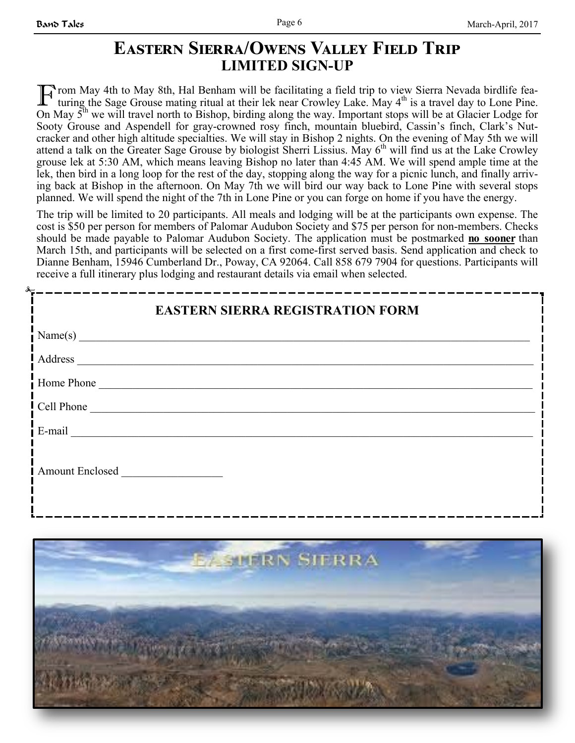# Eastern Sierra/Owens Valley Field Trip

## LIMITED SIGN-UP

From May 4th to May 8th, Hal Benham will be facilitating a field trip to view Sierra Nevada birdlife featuring the Sage Grouse mating ritual at their lek near Crowley Lake. May 4th is a travel day to Lone Pine. On May 5th we will travel north to Bishop, birding along the way. Important stops will be at Glacier Lodge for Sooty Grouse and Aspendell for gray-crowned rosy finch, mountain bluebird, Cassin's finch, Clark's Nutcracker and other high altitude specialties. We will stay in Bishop 2 nights. On the evening of May 5th we will attend a talk on the Greater Sage Grouse by biologist Sherri Lissius. May 6th will find us at the Lake Crowley grouse lek at 5:30 AM, which means leaving Bishop no later than 4:45 AM. We will spend ample time at the lek, then bird in a long loop for the rest of the day, stopping along the way for a picnic lunch, and finally arriving back at Bishop in the afternoon. On May 7th we will bird our way back to Lone Pine with several stops planned. We will spend the night of the 7th in Lone Pine or you can forge on home if you have the energy.

The trip will be limited to 20 participants. All meals and lodging will be at the participants own expense. The cost is $50 per person for members of Palomar Audubon Society and $75 per person for non-members. Checks should be made payable to Palomar Audubon Society. The application must be postmarked **no sooner** than March 15th, and participants will be selected on a first come-first served basis. Send application and check to Dianne Benham, 15946 Cumberland Dr., Poway, CA 92064. Call 858 679 7904 for questions. Participants will receive a full itinerary plus lodging and restaurant details via email when selected.

---

### EASTERN SIERRA REGISTRATION FORM

Name(s) ____________________

Address ____________________

Home Phone ____________________

Cell Phone ____________________

E-mail ____________________

Amount Enclosed ____________________

---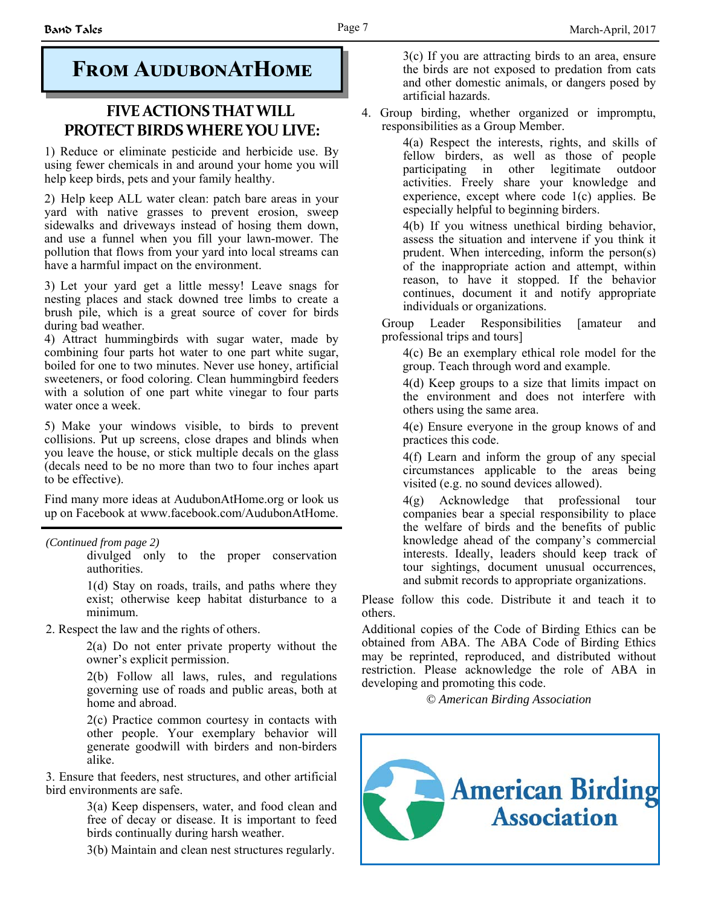# From AudubonAtHome

## Five Actions That Will Protect Birds Where You Live:

1) Reduce or eliminate pesticide and herbicide use. By using fewer chemicals in and around your home you will help keep birds, pets and your family healthy.

2) Help keep ALL water clean: patch bare areas in your yard with native grasses to prevent erosion, sweep sidewalks and driveways instead of hosing them down, and use a funnel when you fill your lawn-mower. The pollution that flows from your yard into local streams can have a harmful impact on the environment.

3) Let your yard get a little messy! Leave snags for nesting places and stack downed tree limbs to create a brush pile, which is a great source of cover for birds during bad weather.

4) Attract hummingbirds with sugar water, made by combining four parts hot water to one part white sugar, boiled for one to two minutes. Never use honey, artificial sweeteners, or food coloring. Clean hummingbird feeders with a solution of one part white vinegar to four parts water once a week.

5) Make your windows visible, to birds to prevent collisions. Put up screens, close drapes and blinds when you leave the house, or stick multiple decals on the glass (decals need to be no more than two to four inches apart to be effective).

Find many more ideas at AudubonAtHome.org or look us up on Facebook at www.facebook.com/AudubonAtHome.

---

*(Continued from page 2)*

divulged only to the proper conservation authorities.

1(d) Stay on roads, trails, and paths where they exist; otherwise keep habitat disturbance to a minimum.

2. Respect the law and the rights of others.

2(a) Do not enter private property without the owner's explicit permission.

2(b) Follow all laws, rules, and regulations governing use of roads and public areas, both at home and abroad.

2(c) Practice common courtesy in contacts with other people. Your exemplary behavior will generate goodwill with birders and non-birders alike.

3. Ensure that feeders, nest structures, and other artificial bird environments are safe.

3(a) Keep dispensers, water, and food clean and free of decay or disease. It is important to feed birds continually during harsh weather.

3(b) Maintain and clean nest structures regularly.

3(c) If you are attracting birds to an area, ensure the birds are not exposed to predation from cats and other domestic animals, or dangers posed by artificial hazards.

4. Group birding, whether organized or impromptu, responsibilities as a Group Member.

4(a) Respect the interests, rights, and skills of fellow birders, as well as those of people participating in other legitimate outdoor activities. Freely share your knowledge and experience, except where code 1(c) applies. Be especially helpful to beginning birders.

4(b) If you witness unethical birding behavior, assess the situation and intervene if you think it prudent. When interceding, inform the person(s) of the inappropriate action and attempt, within reason, to have it stopped. If the behavior continues, document it and notify appropriate individuals or organizations.

Group Leader Responsibilities [amateur and professional trips and tours]

4(c) Be an exemplary ethical role model for the group. Teach through word and example.

4(d) Keep groups to a size that limits impact on the environment and does not interfere with others using the same area.

4(e) Ensure everyone in the group knows of and practices this code.

4(f) Learn and inform the group of any special circumstances applicable to the areas being visited (e.g. no sound devices allowed).

4(g) Acknowledge that professional tour companies bear a special responsibility to place the welfare of birds and the benefits of public knowledge ahead of the company's commercial interests. Ideally, leaders should keep track of tour sightings, document unusual occurrences, and submit records to appropriate organizations.

Please follow this code. Distribute it and teach it to others.

Additional copies of the Code of Birding Ethics can be obtained from ABA. The ABA Code of Birding Ethics may be reprinted, reproduced, and distributed without restriction. Please acknowledge the role of ABA in developing and promoting this code.

*© American Birding Association*

American Birding Association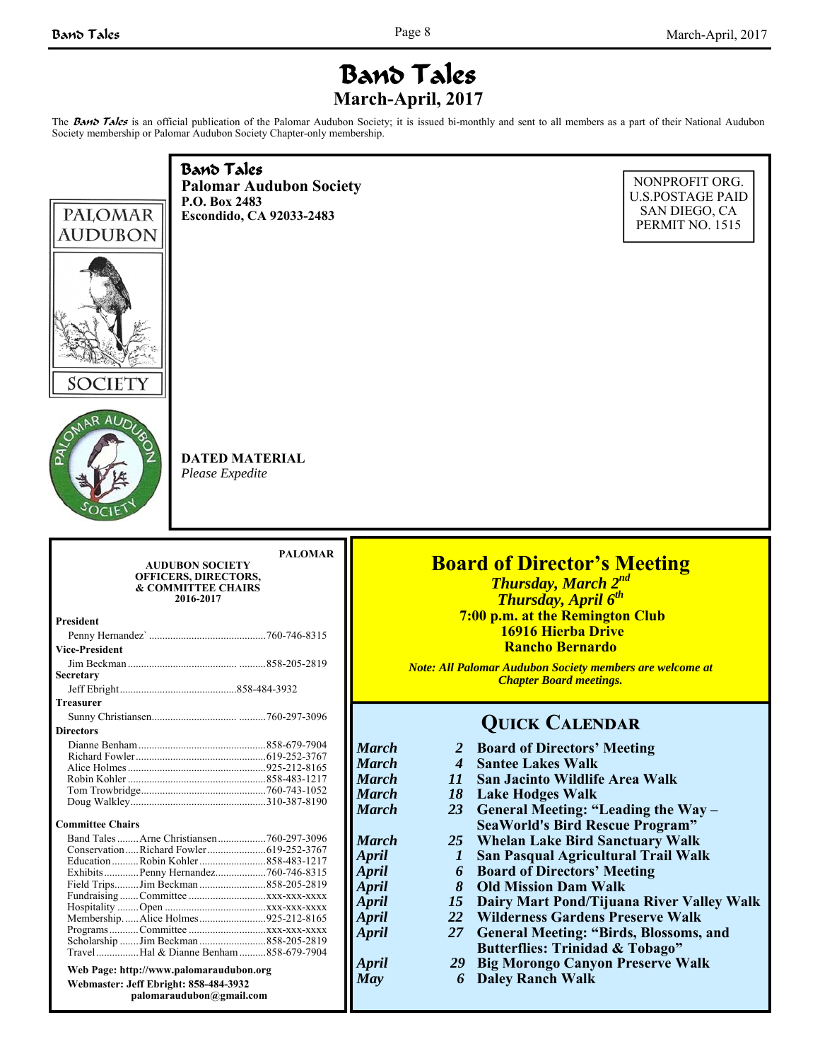# Band Tales

## March-April, 2017

The ***Band Tales*** is an official publication of the Palomar Audubon Society; it is issued bi-monthly and sent to all members as a part of their National Audubon Society membership or Palomar Audubon Society Chapter-only membership.

PALOMAR AUDUBON SOCIETY

**Band Tales**
**Palomar Audubon Society**
**P.O. Box 2483**
**Escondido, CA 92033-2483**

NONPROFIT ORG.
U.S.POSTAGE PAID
SAN DIEGO, CA
PERMIT NO. 1515

**DATED MATERIAL**
*Please Expedite*

**PALOMAR AUDUBON SOCIETY OFFICERS, DIRECTORS, & COMMITTEE CHAIRS 2016-2017**

**President**
Penny Hernandez` ....... 760-746-8315

**Vice-President**
Jim Beckman ....... 858-205-2819

**Secretary**
Jeff Ebright ....... 858-484-3932

**Treasurer**
Sunny Christiansen ....... 760-297-3096

**Directors**
Dianne Benham ....... 858-679-7904
Richard Fowler ....... 619-252-3767
Alice Holmes ....... 925-212-8165
Robin Kohler ....... 858-483-1217
Tom Trowbridge ....... 760-743-1052
Doug Walkley ....... 310-387-8190

**Committee Chairs**

| | | |
|---|---|---|
| Band Tales | Arne Christiansen | 760-297-3096 |
| Conservation | Richard Fowler | 619-252-3767 |
| Education | Robin Kohler | 858-483-1217 |
| Exhibits | Penny Hernandez | 760-746-8315 |
| Field Trips | Jim Beckman | 858-205-2819 |
| Fundraising | Committee | xxx-xxx-xxxx |
| Hospitality | Open | xxx-xxx-xxxx |
| Membership | Alice Holmes | 925-212-8165 |
| Programs | Committee | xxx-xxx-xxxx |
| Scholarship | Jim Beckman | 858-205-2819 |
| Travel | Hal & Dianne Benham | 858-679-7904 |

**Web Page: http://www.palomaraudubon.org**
**Webmaster: Jeff Ebright: 858-484-3932**
**palomaraudubon@gmail.com**

## Board of Director's Meeting

***Thursday, March 2nd***
***Thursday, April 6th***
**7:00 p.m. at the Remington Club**
**16916 Hierba Drive**
**Rancho Bernardo**

***Note: All Palomar Audubon Society members are welcome at Chapter Board meetings.***

## Quick Calendar

| | | |
|---|---|---|
| ***March*** | ***2*** | **Board of Directors' Meeting** |
| ***March*** | ***4*** | **Santee Lakes Walk** |
| ***March*** | ***11*** | **San Jacinto Wildlife Area Walk** |
| ***March*** | ***18*** | **Lake Hodges Walk** |
| ***March*** | ***23*** | **General Meeting: "Leading the Way – SeaWorld's Bird Rescue Program"** |
| ***March*** | ***25*** | **Whelan Lake Bird Sanctuary Walk** |
| ***April*** | ***1*** | **San Pasqual Agricultural Trail Walk** |
| ***April*** | ***6*** | **Board of Directors' Meeting** |
| ***April*** | ***8*** | **Old Mission Dam Walk** |
| ***April*** | ***15*** | **Dairy Mart Pond/Tijuana River Valley Walk** |
| ***April*** | ***22*** | **Wilderness Gardens Preserve Walk** |
| ***April*** | ***27*** | **General Meeting: "Birds, Blossoms, and Butterflies: Trinidad & Tobago"** |
| ***April*** | ***29*** | **Big Morongo Canyon Preserve Walk** |
| ***May*** | ***6*** | **Daley Ranch Walk** |